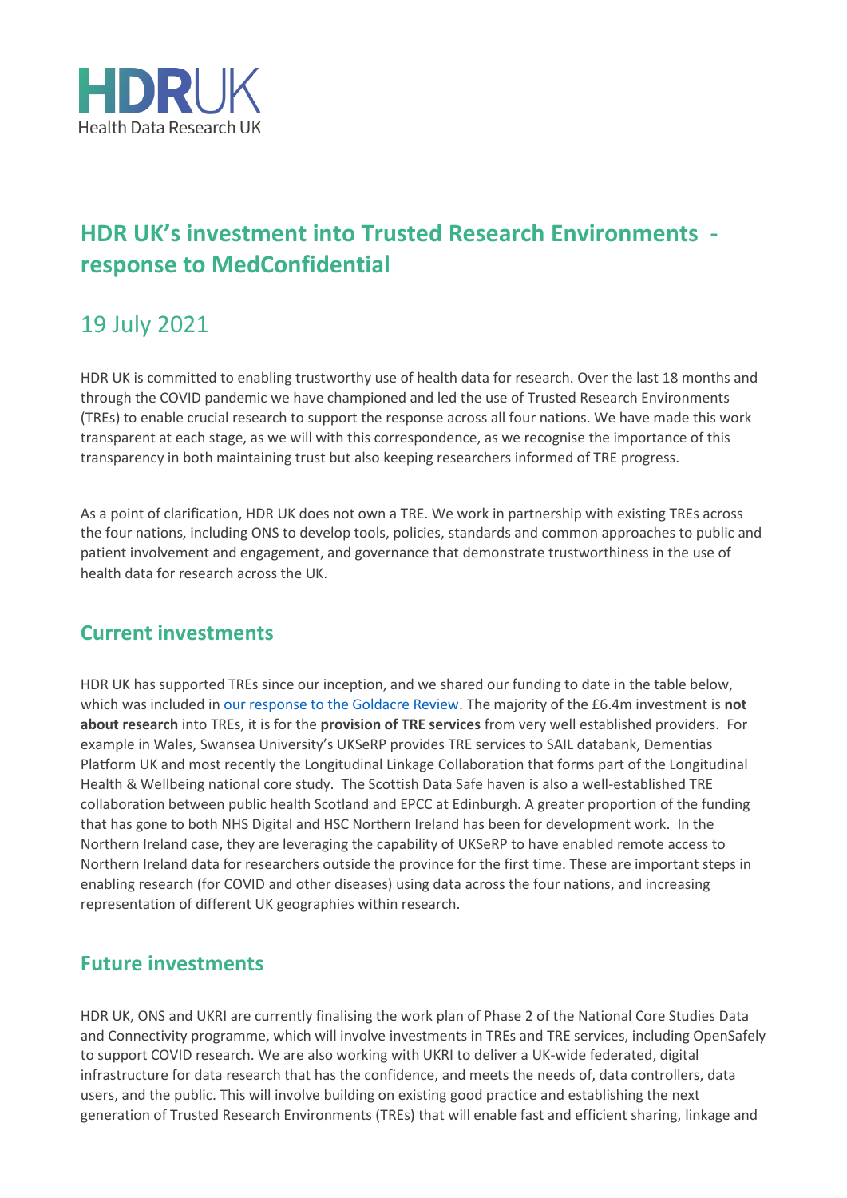HDRUK
Health Data Research UK

# HDR UK's investment into Trusted Research Environments - response to MedConfidential

## 19 July 2021

HDR UK is committed to enabling trustworthy use of health data for research. Over the last 18 months and through the COVID pandemic we have championed and led the use of Trusted Research Environments (TREs) to enable crucial research to support the response across all four nations. We have made this work transparent at each stage, as we will with this correspondence, as we recognise the importance of this transparency in both maintaining trust but also keeping researchers informed of TRE progress.

As a point of clarification, HDR UK does not own a TRE. We work in partnership with existing TREs across the four nations, including ONS to develop tools, policies, standards and common approaches to public and patient involvement and engagement, and governance that demonstrate trustworthiness in the use of health data for research across the UK.

## Current investments

HDR UK has supported TREs since our inception, and we shared our funding to date in the table below, which was included in our response to the Goldacre Review. The majority of the £6.4m investment is **not about research** into TREs, it is for the **provision of TRE services** from very well established providers. For example in Wales, Swansea University's UKSeRP provides TRE services to SAIL databank, Dementias Platform UK and most recently the Longitudinal Linkage Collaboration that forms part of the Longitudinal Health & Wellbeing national core study. The Scottish Data Safe haven is also a well-established TRE collaboration between public health Scotland and EPCC at Edinburgh. A greater proportion of the funding that has gone to both NHS Digital and HSC Northern Ireland has been for development work. In the Northern Ireland case, they are leveraging the capability of UKSeRP to have enabled remote access to Northern Ireland data for researchers outside the province for the first time. These are important steps in enabling research (for COVID and other diseases) using data across the four nations, and increasing representation of different UK geographies within research.

## Future investments

HDR UK, ONS and UKRI are currently finalising the work plan of Phase 2 of the National Core Studies Data and Connectivity programme, which will involve investments in TREs and TRE services, including OpenSafely to support COVID research. We are also working with UKRI to deliver a UK-wide federated, digital infrastructure for data research that has the confidence, and meets the needs of, data controllers, data users, and the public. This will involve building on existing good practice and establishing the next generation of Trusted Research Environments (TREs) that will enable fast and efficient sharing, linkage and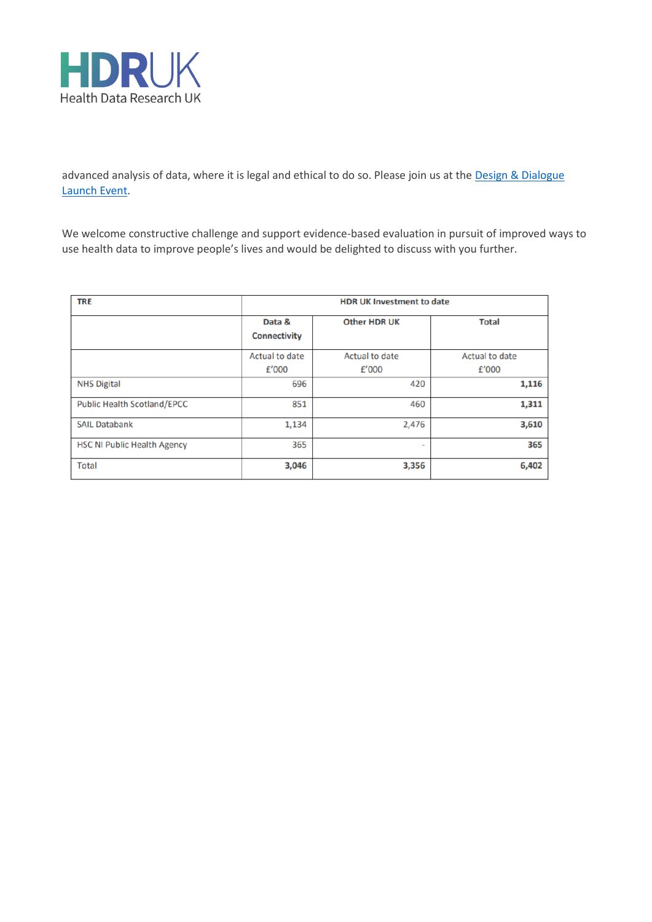advanced analysis of data, where it is legal and ethical to do so. Please join us at the [Design & Dialogue Launch Event](#).

We welcome constructive challenge and support evidence-based evaluation in pursuit of improved ways to use health data to improve people's lives and would be delighted to discuss with you further.

| TRE | HDR UK Investment to date | | |
|---|---|---|---|
| | **Data & Connectivity** | **Other HDR UK** | **Total** |
| | Actual to date £'000 | Actual to date £'000 | Actual to date £'000 |
| NHS Digital | 696 | 420 | **1,116** |
| Public Health Scotland/EPCC | 851 | 460 | **1,311** |
| SAIL Databank | 1,134 | 2,476 | **3,610** |
| HSC NI Public Health Agency | 365 | - | **365** |
| Total | **3,046** | **3,356** | **6,402** |